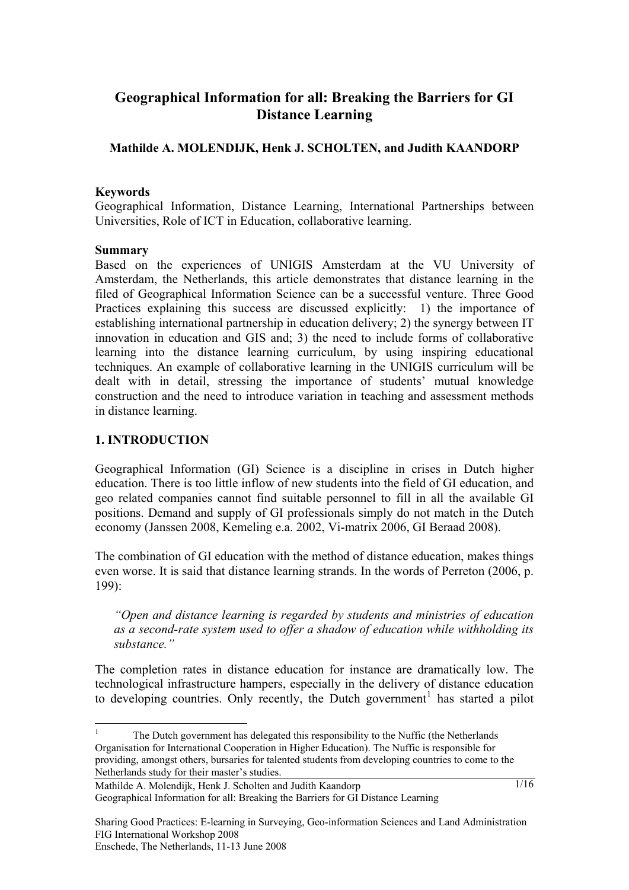# Geographical Information for all: Breaking the Barriers for GI Distance Learning

**Mathilde A. MOLENDIJK, Henk J. SCHOLTEN, and Judith KAANDORP**

**Keywords**

Geographical Information, Distance Learning, International Partnerships between Universities, Role of ICT in Education, collaborative learning.

**Summary**

Based on the experiences of UNIGIS Amsterdam at the VU University of Amsterdam, the Netherlands, this article demonstrates that distance learning in the filed of Geographical Information Science can be a successful venture. Three Good Practices explaining this success are discussed explicitly: 1) the importance of establishing international partnership in education delivery; 2) the synergy between IT innovation in education and GIS and; 3) the need to include forms of collaborative learning into the distance learning curriculum, by using inspiring educational techniques. An example of collaborative learning in the UNIGIS curriculum will be dealt with in detail, stressing the importance of students' mutual knowledge construction and the need to introduce variation in teaching and assessment methods in distance learning.

## 1. INTRODUCTION

Geographical Information (GI) Science is a discipline in crises in Dutch higher education. There is too little inflow of new students into the field of GI education, and geo related companies cannot find suitable personnel to fill in all the available GI positions. Demand and supply of GI professionals simply do not match in the Dutch economy (Janssen 2008, Kemeling e.a. 2002, Vi-matrix 2006, GI Beraad 2008).

The combination of GI education with the method of distance education, makes things even worse. It is said that distance learning strands. In the words of Perreton (2006, p. 199):

> *"Open and distance learning is regarded by students and ministries of education as a second-rate system used to offer a shadow of education while withholding its substance."*

The completion rates in distance education for instance are dramatically low. The technological infrastructure hampers, especially in the delivery of distance education to developing countries. Only recently, the Dutch government[1] has started a pilot

---

[1] The Dutch government has delegated this responsibility to the Nuffic (the Netherlands Organisation for International Cooperation in Higher Education). The Nuffic is responsible for providing, amongst others, bursaries for talented students from developing countries to come to the Netherlands study for their master's studies.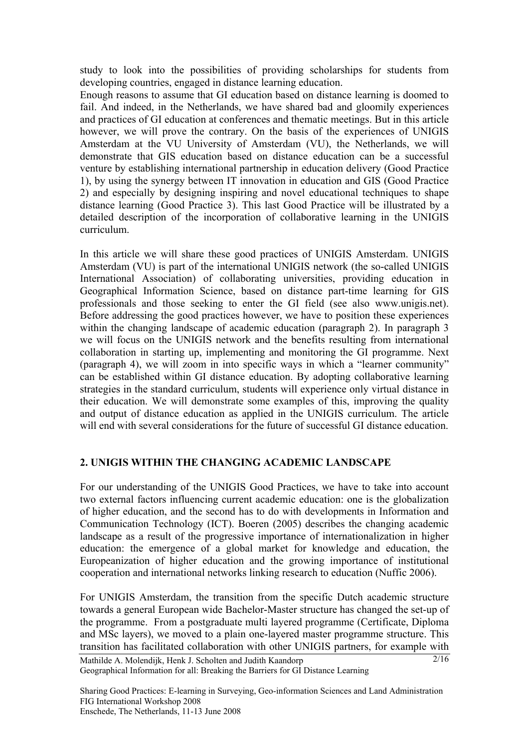study to look into the possibilities of providing scholarships for students from developing countries, engaged in distance learning education.
Enough reasons to assume that GI education based on distance learning is doomed to fail. And indeed, in the Netherlands, we have shared bad and gloomily experiences and practices of GI education at conferences and thematic meetings. But in this article however, we will prove the contrary. On the basis of the experiences of UNIGIS Amsterdam at the VU University of Amsterdam (VU), the Netherlands, we will demonstrate that GIS education based on distance education can be a successful venture by establishing international partnership in education delivery (Good Practice 1), by using the synergy between IT innovation in education and GIS (Good Practice 2) and especially by designing inspiring and novel educational techniques to shape distance learning (Good Practice 3). This last Good Practice will be illustrated by a detailed description of the incorporation of collaborative learning in the UNIGIS curriculum.

In this article we will share these good practices of UNIGIS Amsterdam. UNIGIS Amsterdam (VU) is part of the international UNIGIS network (the so-called UNIGIS International Association) of collaborating universities, providing education in Geographical Information Science, based on distance part-time learning for GIS professionals and those seeking to enter the GI field (see also www.unigis.net). Before addressing the good practices however, we have to position these experiences within the changing landscape of academic education (paragraph 2). In paragraph 3 we will focus on the UNIGIS network and the benefits resulting from international collaboration in starting up, implementing and monitoring the GI programme. Next (paragraph 4), we will zoom in into specific ways in which a "learner community" can be established within GI distance education. By adopting collaborative learning strategies in the standard curriculum, students will experience only virtual distance in their education. We will demonstrate some examples of this, improving the quality and output of distance education as applied in the UNIGIS curriculum. The article will end with several considerations for the future of successful GI distance education.

## 2. UNIGIS WITHIN THE CHANGING ACADEMIC LANDSCAPE

For our understanding of the UNIGIS Good Practices, we have to take into account two external factors influencing current academic education: one is the globalization of higher education, and the second has to do with developments in Information and Communication Technology (ICT). Boeren (2005) describes the changing academic landscape as a result of the progressive importance of internationalization in higher education: the emergence of a global market for knowledge and education, the Europeanization of higher education and the growing importance of institutional cooperation and international networks linking research to education (Nuffic 2006).

For UNIGIS Amsterdam, the transition from the specific Dutch academic structure towards a general European wide Bachelor-Master structure has changed the set-up of the programme. From a postgraduate multi layered programme (Certificate, Diploma and MSc layers), we moved to a plain one-layered master programme structure. This transition has facilitated collaboration with other UNIGIS partners, for example with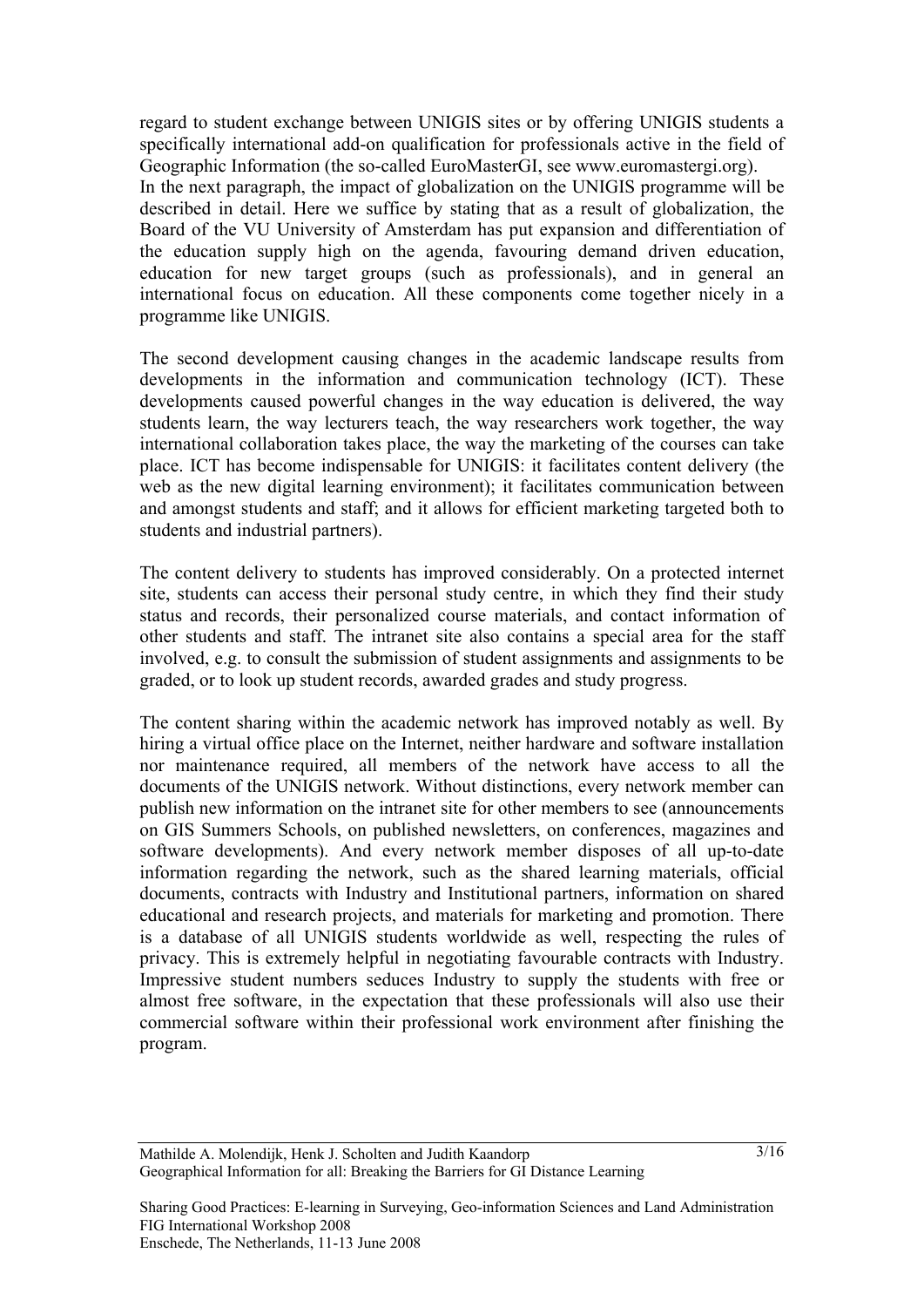regard to student exchange between UNIGIS sites or by offering UNIGIS students a specifically international add-on qualification for professionals active in the field of Geographic Information (the so-called EuroMasterGI, see www.euromastergi.org).
In the next paragraph, the impact of globalization on the UNIGIS programme will be described in detail. Here we suffice by stating that as a result of globalization, the Board of the VU University of Amsterdam has put expansion and differentiation of the education supply high on the agenda, favouring demand driven education, education for new target groups (such as professionals), and in general an international focus on education. All these components come together nicely in a programme like UNIGIS.

The second development causing changes in the academic landscape results from developments in the information and communication technology (ICT). These developments caused powerful changes in the way education is delivered, the way students learn, the way lecturers teach, the way researchers work together, the way international collaboration takes place, the way the marketing of the courses can take place. ICT has become indispensable for UNIGIS: it facilitates content delivery (the web as the new digital learning environment); it facilitates communication between and amongst students and staff; and it allows for efficient marketing targeted both to students and industrial partners).

The content delivery to students has improved considerably. On a protected internet site, students can access their personal study centre, in which they find their study status and records, their personalized course materials, and contact information of other students and staff. The intranet site also contains a special area for the staff involved, e.g. to consult the submission of student assignments and assignments to be graded, or to look up student records, awarded grades and study progress.

The content sharing within the academic network has improved notably as well. By hiring a virtual office place on the Internet, neither hardware and software installation nor maintenance required, all members of the network have access to all the documents of the UNIGIS network. Without distinctions, every network member can publish new information on the intranet site for other members to see (announcements on GIS Summers Schools, on published newsletters, on conferences, magazines and software developments). And every network member disposes of all up-to-date information regarding the network, such as the shared learning materials, official documents, contracts with Industry and Institutional partners, information on shared educational and research projects, and materials for marketing and promotion. There is a database of all UNIGIS students worldwide as well, respecting the rules of privacy. This is extremely helpful in negotiating favourable contracts with Industry. Impressive student numbers seduces Industry to supply the students with free or almost free software, in the expectation that these professionals will also use their commercial software within their professional work environment after finishing the program.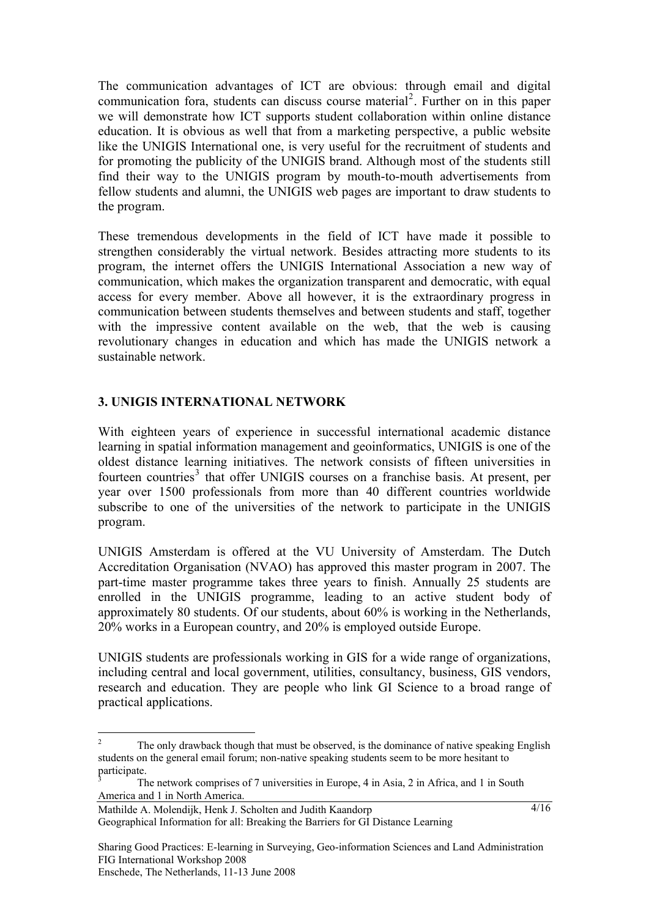The communication advantages of ICT are obvious: through email and digital communication fora, students can discuss course material[2]. Further on in this paper we will demonstrate how ICT supports student collaboration within online distance education. It is obvious as well that from a marketing perspective, a public website like the UNIGIS International one, is very useful for the recruitment of students and for promoting the publicity of the UNIGIS brand. Although most of the students still find their way to the UNIGIS program by mouth-to-mouth advertisements from fellow students and alumni, the UNIGIS web pages are important to draw students to the program.

These tremendous developments in the field of ICT have made it possible to strengthen considerably the virtual network. Besides attracting more students to its program, the internet offers the UNIGIS International Association a new way of communication, which makes the organization transparent and democratic, with equal access for every member. Above all however, it is the extraordinary progress in communication between students themselves and between students and staff, together with the impressive content available on the web, that the web is causing revolutionary changes in education and which has made the UNIGIS network a sustainable network.

## 3. UNIGIS INTERNATIONAL NETWORK

With eighteen years of experience in successful international academic distance learning in spatial information management and geoinformatics, UNIGIS is one of the oldest distance learning initiatives. The network consists of fifteen universities in fourteen countries[3] that offer UNIGIS courses on a franchise basis. At present, per year over 1500 professionals from more than 40 different countries worldwide subscribe to one of the universities of the network to participate in the UNIGIS program.

UNIGIS Amsterdam is offered at the VU University of Amsterdam. The Dutch Accreditation Organisation (NVAO) has approved this master program in 2007. The part-time master programme takes three years to finish. Annually 25 students are enrolled in the UNIGIS programme, leading to an active student body of approximately 80 students. Of our students, about 60% is working in the Netherlands, 20% works in a European country, and 20% is employed outside Europe.

UNIGIS students are professionals working in GIS for a wide range of organizations, including central and local government, utilities, consultancy, business, GIS vendors, research and education. They are people who link GI Science to a broad range of practical applications.

---

[2] The only drawback though that must be observed, is the dominance of native speaking English students on the general email forum; non-native speaking students seem to be more hesitant to participate.

[3] The network comprises of 7 universities in Europe, 4 in Asia, 2 in Africa, and 1 in South America and 1 in North America.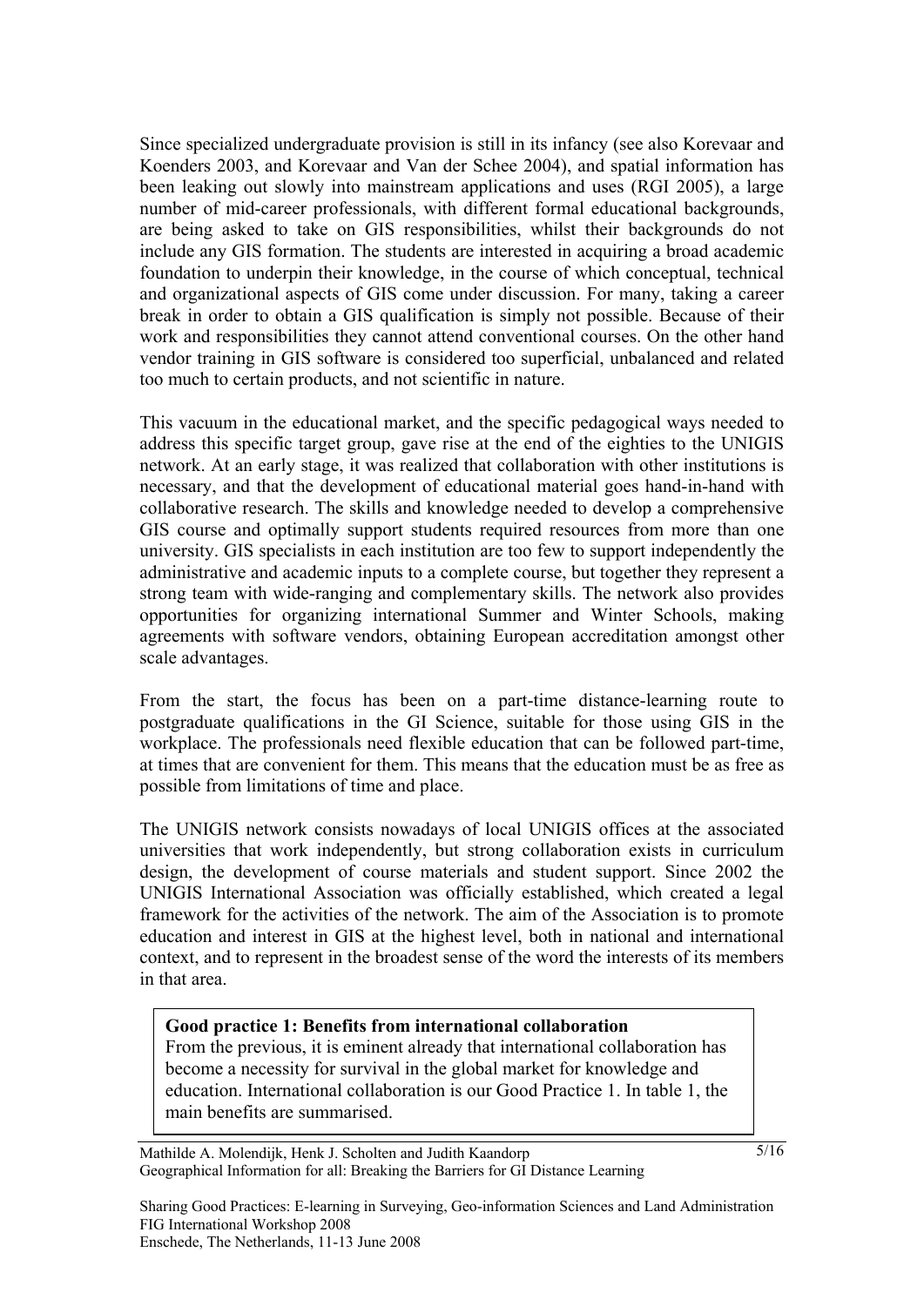Since specialized undergraduate provision is still in its infancy (see also Korevaar and Koenders 2003, and Korevaar and Van der Schee 2004), and spatial information has been leaking out slowly into mainstream applications and uses (RGI 2005), a large number of mid-career professionals, with different formal educational backgrounds, are being asked to take on GIS responsibilities, whilst their backgrounds do not include any GIS formation. The students are interested in acquiring a broad academic foundation to underpin their knowledge, in the course of which conceptual, technical and organizational aspects of GIS come under discussion. For many, taking a career break in order to obtain a GIS qualification is simply not possible. Because of their work and responsibilities they cannot attend conventional courses. On the other hand vendor training in GIS software is considered too superficial, unbalanced and related too much to certain products, and not scientific in nature.

This vacuum in the educational market, and the specific pedagogical ways needed to address this specific target group, gave rise at the end of the eighties to the UNIGIS network. At an early stage, it was realized that collaboration with other institutions is necessary, and that the development of educational material goes hand-in-hand with collaborative research. The skills and knowledge needed to develop a comprehensive GIS course and optimally support students required resources from more than one university. GIS specialists in each institution are too few to support independently the administrative and academic inputs to a complete course, but together they represent a strong team with wide-ranging and complementary skills. The network also provides opportunities for organizing international Summer and Winter Schools, making agreements with software vendors, obtaining European accreditation amongst other scale advantages.

From the start, the focus has been on a part-time distance-learning route to postgraduate qualifications in the GI Science, suitable for those using GIS in the workplace. The professionals need flexible education that can be followed part-time, at times that are convenient for them. This means that the education must be as free as possible from limitations of time and place.

The UNIGIS network consists nowadays of local UNIGIS offices at the associated universities that work independently, but strong collaboration exists in curriculum design, the development of course materials and student support. Since 2002 the UNIGIS International Association was officially established, which created a legal framework for the activities of the network. The aim of the Association is to promote education and interest in GIS at the highest level, both in national and international context, and to represent in the broadest sense of the word the interests of its members in that area.

**Good practice 1: Benefits from international collaboration**
From the previous, it is eminent already that international collaboration has become a necessity for survival in the global market for knowledge and education. International collaboration is our Good Practice 1. In table 1, the main benefits are summarised.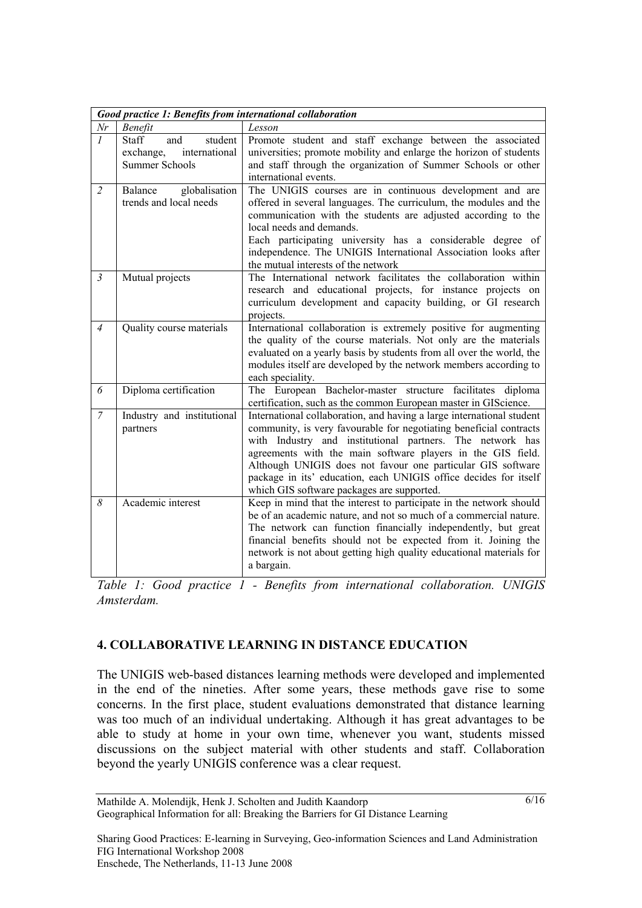| *Good practice 1: Benefits from international collaboration* | | |
|---|---|---|
| *Nr* | *Benefit* | *Lesson* |
| *1* | Staff and student exchange, international Summer Schools | Promote student and staff exchange between the associated universities; promote mobility and enlarge the horizon of students and staff through the organization of Summer Schools or other international events. |
| *2* | Balance globalisation trends and local needs | The UNIGIS courses are in continuous development and are offered in several languages. The curriculum, the modules and the communication with the students are adjusted according to the local needs and demands.<br>Each participating university has a considerable degree of independence. The UNIGIS International Association looks after the mutual interests of the network |
| *3* | Mutual projects | The International network facilitates the collaboration within research and educational projects, for instance projects on curriculum development and capacity building, or GI research projects. |
| *4* | Quality course materials | International collaboration is extremely positive for augmenting the quality of the course materials. Not only are the materials evaluated on a yearly basis by students from all over the world, the modules itself are developed by the network members according to each speciality. |
| *6* | Diploma certification | The European Bachelor-master structure facilitates diploma certification, such as the common European master in GIScience. |
| *7* | Industry and institutional partners | International collaboration, and having a large international student community, is very favourable for negotiating beneficial contracts with Industry and institutional partners. The network has agreements with the main software players in the GIS field. Although UNIGIS does not favour one particular GIS software package in its' education, each UNIGIS office decides for itself which GIS software packages are supported. |
| *8* | Academic interest | Keep in mind that the interest to participate in the network should be of an academic nature, and not so much of a commercial nature. The network can function financially independently, but great financial benefits should not be expected from it. Joining the network is not about getting high quality educational materials for a bargain. |

*Table 1: Good practice 1 - Benefits from international collaboration. UNIGIS Amsterdam.*

## 4. COLLABORATIVE LEARNING IN DISTANCE EDUCATION

The UNIGIS web-based distances learning methods were developed and implemented in the end of the nineties. After some years, these methods gave rise to some concerns. In the first place, student evaluations demonstrated that distance learning was too much of an individual undertaking. Although it has great advantages to be able to study at home in your own time, whenever you want, students missed discussions on the subject material with other students and staff. Collaboration beyond the yearly UNIGIS conference was a clear request.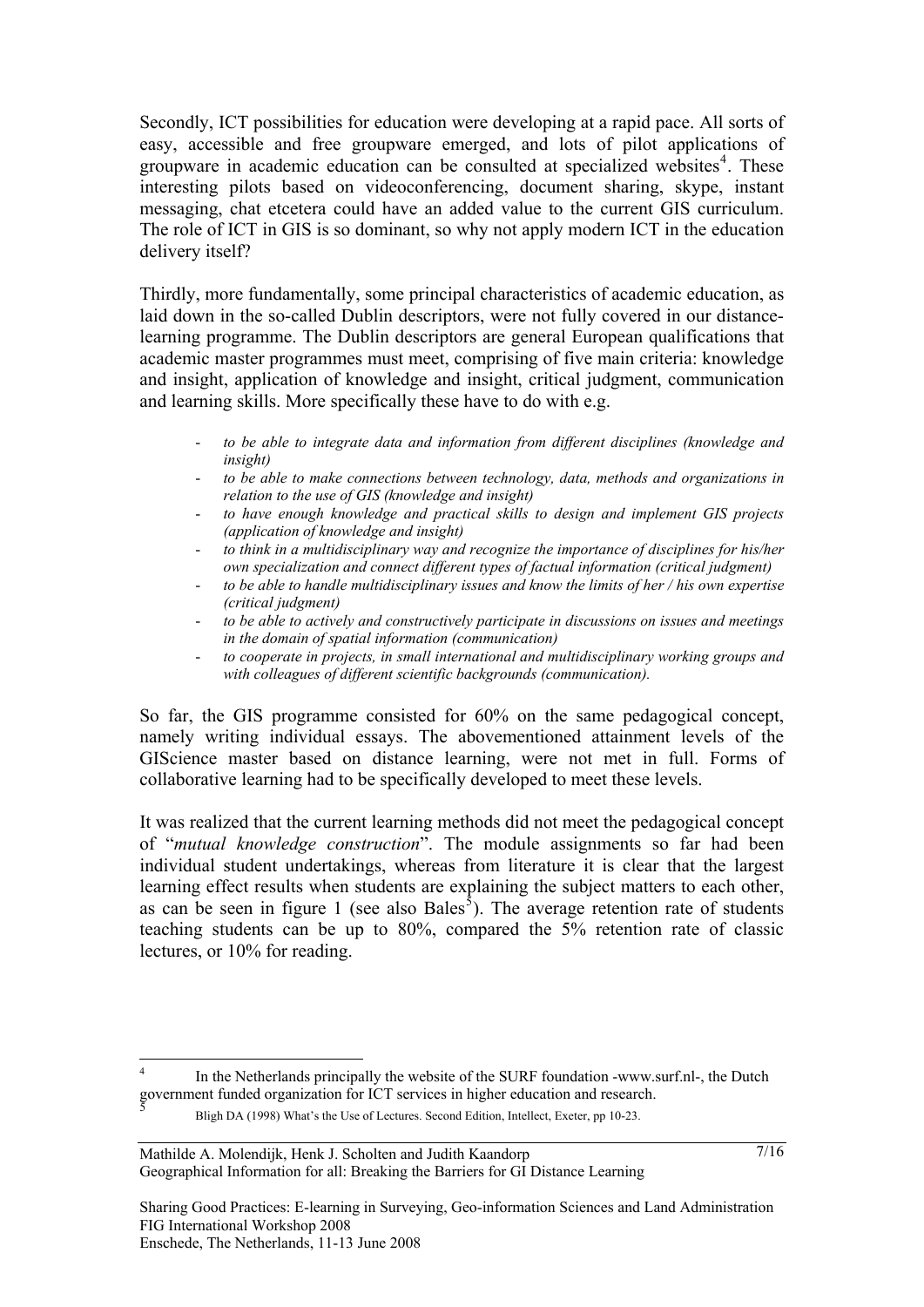Secondly, ICT possibilities for education were developing at a rapid pace. All sorts of easy, accessible and free groupware emerged, and lots of pilot applications of groupware in academic education can be consulted at specialized websites[4]. These interesting pilots based on videoconferencing, document sharing, skype, instant messaging, chat etcetera could have an added value to the current GIS curriculum. The role of ICT in GIS is so dominant, so why not apply modern ICT in the education delivery itself?

Thirdly, more fundamentally, some principal characteristics of academic education, as laid down in the so-called Dublin descriptors, were not fully covered in our distance-learning programme. The Dublin descriptors are general European qualifications that academic master programmes must meet, comprising of five main criteria: knowledge and insight, application of knowledge and insight, critical judgment, communication and learning skills. More specifically these have to do with e.g.

- *to be able to integrate data and information from different disciplines (knowledge and insight)*
- *to be able to make connections between technology, data, methods and organizations in relation to the use of GIS (knowledge and insight)*
- *to have enough knowledge and practical skills to design and implement GIS projects (application of knowledge and insight)*
- *to think in a multidisciplinary way and recognize the importance of disciplines for his/her own specialization and connect different types of factual information (critical judgment)*
- *to be able to handle multidisciplinary issues and know the limits of her / his own expertise (critical judgment)*
- *to be able to actively and constructively participate in discussions on issues and meetings in the domain of spatial information (communication)*
- *to cooperate in projects, in small international and multidisciplinary working groups and with colleagues of different scientific backgrounds (communication).*

So far, the GIS programme consisted for 60% on the same pedagogical concept, namely writing individual essays. The abovementioned attainment levels of the GIScience master based on distance learning, were not met in full. Forms of collaborative learning had to be specifically developed to meet these levels.

It was realized that the current learning methods did not meet the pedagogical concept of "*mutual knowledge construction*". The module assignments so far had been individual student undertakings, whereas from literature it is clear that the largest learning effect results when students are explaining the subject matters to each other, as can be seen in figure 1 (see also Bales[5]). The average retention rate of students teaching students can be up to 80%, compared the 5% retention rate of classic lectures, or 10% for reading.

---

[4] In the Netherlands principally the website of the SURF foundation -www.surf.nl-, the Dutch government funded organization for ICT services in higher education and research.

[5] Bligh DA (1998) What's the Use of Lectures. Second Edition, Intellect, Exeter, pp 10-23.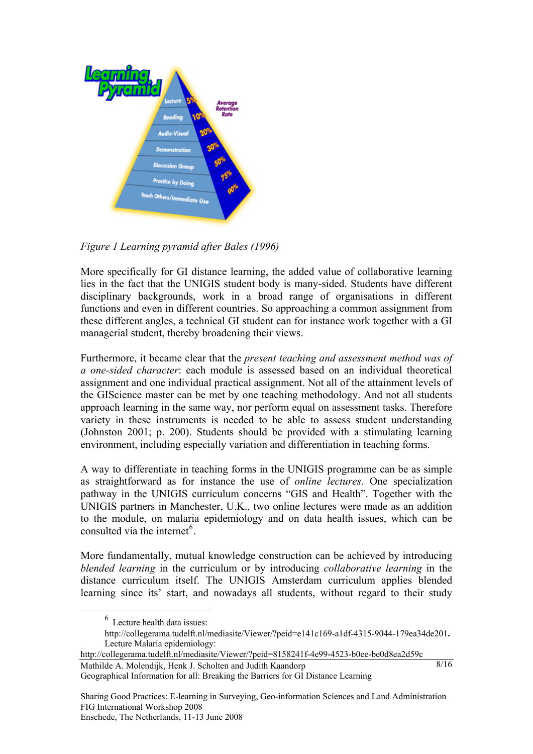*Figure 1 Learning pyramid after Bales (1996)*

More specifically for GI distance learning, the added value of collaborative learning lies in the fact that the UNIGIS student body is many-sided. Students have different disciplinary backgrounds, work in a broad range of organisations in different functions and even in different countries. So approaching a common assignment from these different angles, a technical GI student can for instance work together with a GI managerial student, thereby broadening their views.

Furthermore, it became clear that the *present teaching and assessment method was of a one-sided character*: each module is assessed based on an individual theoretical assignment and one individual practical assignment. Not all of the attainment levels of the GIScience master can be met by one teaching methodology. And not all students approach learning in the same way, nor perform equal on assessment tasks. Therefore variety in these instruments is needed to be able to assess student understanding (Johnston 2001; p. 200). Students should be provided with a stimulating learning environment, including especially variation and differentiation in teaching forms.

A way to differentiate in teaching forms in the UNIGIS programme can be as simple as straightforward as for instance the use of *online lectures*. One specialization pathway in the UNIGIS curriculum concerns "GIS and Health". Together with the UNIGIS partners in Manchester, U.K., two online lectures were made as an addition to the module, on malaria epidemiology and on data health issues, which can be consulted via the internet[6].

More fundamentally, mutual knowledge construction can be achieved by introducing *blended learning* in the curriculum or by introducing *collaborative learning* in the distance curriculum itself. The UNIGIS Amsterdam curriculum applies blended learning since its' start, and nowadays all students, without regard to their study

---

[6] Lecture health data issues:
http://collegerama.tudelft.nl/mediasite/Viewer/?peid=e141c169-a1df-4315-9044-179ea34de201.
Lecture Malaria epidemiology:
http://collegerama.tudelft.nl/mediasite/Viewer/?peid=8158241f-4e99-4523-b0ee-be0d8ea2d59c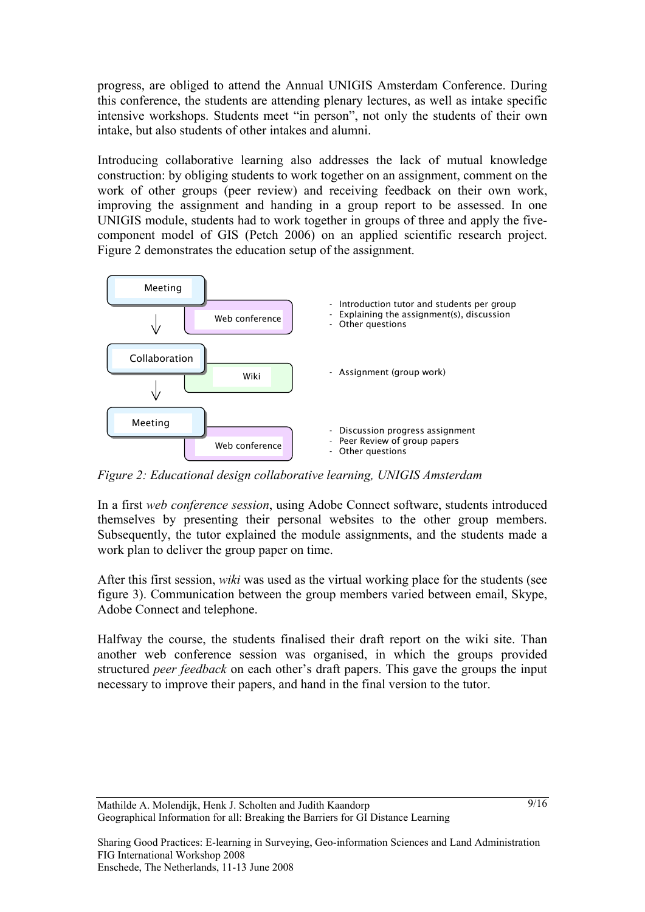progress, are obliged to attend the Annual UNIGIS Amsterdam Conference. During this conference, the students are attending plenary lectures, as well as intake specific intensive workshops. Students meet "in person", not only the students of their own intake, but also students of other intakes and alumni.

Introducing collaborative learning also addresses the lack of mutual knowledge construction: by obliging students to work together on an assignment, comment on the work of other groups (peer review) and receiving feedback on their own work, improving the assignment and handing in a group report to be assessed. In one UNIGIS module, students had to work together in groups of three and apply the five-component model of GIS (Petch 2006) on an applied scientific research project. Figure 2 demonstrates the education setup of the assignment.

Meeting — Web conference
- Introduction tutor and students per group
- Explaining the assignment(s), discussion
- Other questions

Collaboration — Wiki
- Assignment (group work)

Meeting — Web conference
- Discussion progress assignment
- Peer Review of group papers
- Other questions

*Figure 2: Educational design collaborative learning, UNIGIS Amsterdam*

In a first *web conference session*, using Adobe Connect software, students introduced themselves by presenting their personal websites to the other group members. Subsequently, the tutor explained the module assignments, and the students made a work plan to deliver the group paper on time.

After this first session, *wiki* was used as the virtual working place for the students (see figure 3). Communication between the group members varied between email, Skype, Adobe Connect and telephone.

Halfway the course, the students finalised their draft report on the wiki site. Than another web conference session was organised, in which the groups provided structured *peer feedback* on each other's draft papers. This gave the groups the input necessary to improve their papers, and hand in the final version to the tutor.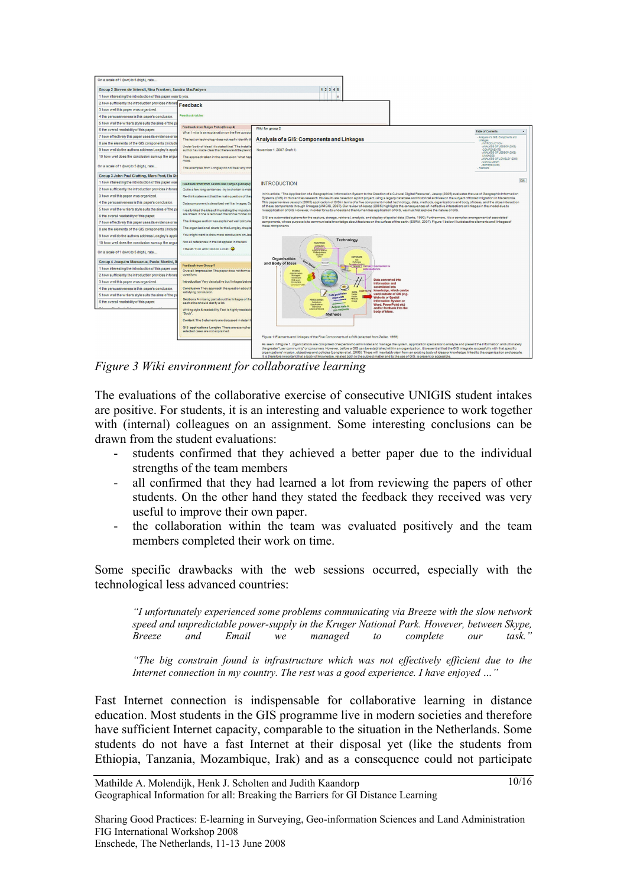*Figure 3 Wiki environment for collaborative learning*

The evaluations of the collaborative exercise of consecutive UNIGIS student intakes are positive. For students, it is an interesting and valuable experience to work together with (internal) colleagues on an assignment. Some interesting conclusions can be drawn from the student evaluations:

- students confirmed that they achieved a better paper due to the individual strengths of the team members
- all confirmed that they had learned a lot from reviewing the papers of other students. On the other hand they stated the feedback they received was very useful to improve their own paper.
- the collaboration within the team was evaluated positively and the team members completed their work on time.

Some specific drawbacks with the web sessions occurred, especially with the technological less advanced countries:

> *"I unfortunately experienced some problems communicating via Breeze with the slow network speed and unpredictable power-supply in the Kruger National Park. However, between Skype, Breeze and Email we managed to complete our task."*

> *"The big constrain found is infrastructure which was not effectively efficient due to the Internet connection in my country. The rest was a good experience. I have enjoyed …"*

Fast Internet connection is indispensable for collaborative learning in distance education. Most students in the GIS programme live in modern societies and therefore have sufficient Internet capacity, comparable to the situation in the Netherlands. Some students do not have a fast Internet at their disposal yet (like the students from Ethiopia, Tanzania, Mozambique, Irak) and as a consequence could not participate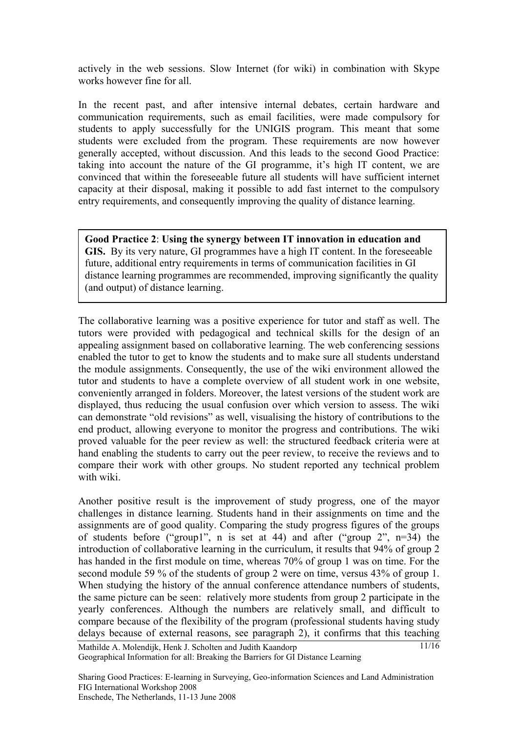actively in the web sessions. Slow Internet (for wiki) in combination with Skype works however fine for all.

In the recent past, and after intensive internal debates, certain hardware and communication requirements, such as email facilities, were made compulsory for students to apply successfully for the UNIGIS program. This meant that some students were excluded from the program. These requirements are now however generally accepted, without discussion. And this leads to the second Good Practice: taking into account the nature of the GI programme, it's high IT content, we are convinced that within the foreseeable future all students will have sufficient internet capacity at their disposal, making it possible to add fast internet to the compulsory entry requirements, and consequently improving the quality of distance learning.

> **Good Practice 2**: **Using the synergy between IT innovation in education and GIS.** By its very nature, GI programmes have a high IT content. In the foreseeable future, additional entry requirements in terms of communication facilities in GI distance learning programmes are recommended, improving significantly the quality (and output) of distance learning.

The collaborative learning was a positive experience for tutor and staff as well. The tutors were provided with pedagogical and technical skills for the design of an appealing assignment based on collaborative learning. The web conferencing sessions enabled the tutor to get to know the students and to make sure all students understand the module assignments. Consequently, the use of the wiki environment allowed the tutor and students to have a complete overview of all student work in one website, conveniently arranged in folders. Moreover, the latest versions of the student work are displayed, thus reducing the usual confusion over which version to assess. The wiki can demonstrate "old revisions" as well, visualising the history of contributions to the end product, allowing everyone to monitor the progress and contributions. The wiki proved valuable for the peer review as well: the structured feedback criteria were at hand enabling the students to carry out the peer review, to receive the reviews and to compare their work with other groups. No student reported any technical problem with wiki.

Another positive result is the improvement of study progress, one of the mayor challenges in distance learning. Students hand in their assignments on time and the assignments are of good quality. Comparing the study progress figures of the groups of students before ("group1", n is set at 44) and after ("group 2", n=34) the introduction of collaborative learning in the curriculum, it results that 94% of group 2 has handed in the first module on time, whereas 70% of group 1 was on time. For the second module 59 % of the students of group 2 were on time, versus 43% of group 1. When studying the history of the annual conference attendance numbers of students, the same picture can be seen: relatively more students from group 2 participate in the yearly conferences. Although the numbers are relatively small, and difficult to compare because of the flexibility of the program (professional students having study delays because of external reasons, see paragraph 2), it confirms that this teaching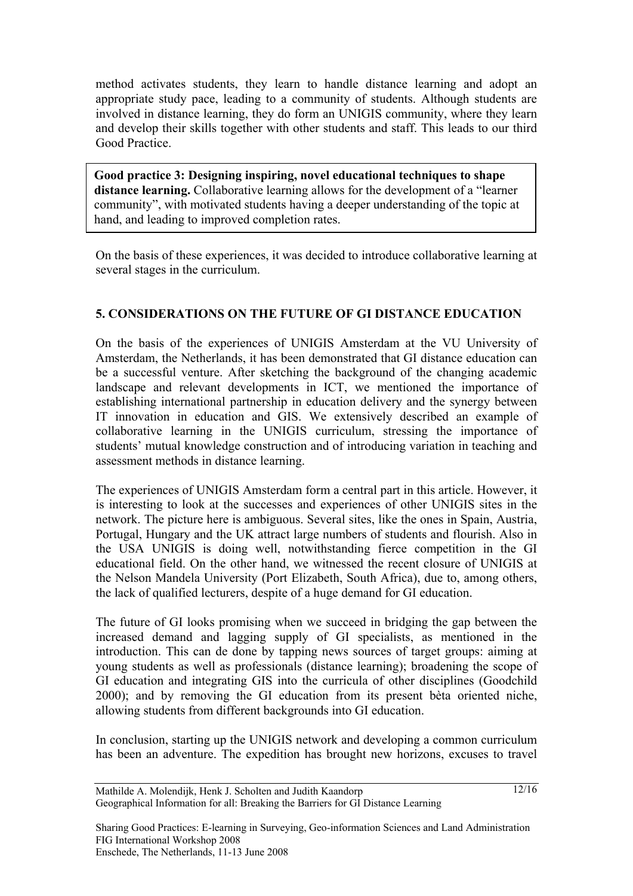method activates students, they learn to handle distance learning and adopt an appropriate study pace, leading to a community of students. Although students are involved in distance learning, they do form an UNIGIS community, where they learn and develop their skills together with other students and staff. This leads to our third Good Practice.

> **Good practice 3: Designing inspiring, novel educational techniques to shape distance learning.** Collaborative learning allows for the development of a "learner community", with motivated students having a deeper understanding of the topic at hand, and leading to improved completion rates.

On the basis of these experiences, it was decided to introduce collaborative learning at several stages in the curriculum.

## 5. CONSIDERATIONS ON THE FUTURE OF GI DISTANCE EDUCATION

On the basis of the experiences of UNIGIS Amsterdam at the VU University of Amsterdam, the Netherlands, it has been demonstrated that GI distance education can be a successful venture. After sketching the background of the changing academic landscape and relevant developments in ICT, we mentioned the importance of establishing international partnership in education delivery and the synergy between IT innovation in education and GIS. We extensively described an example of collaborative learning in the UNIGIS curriculum, stressing the importance of students' mutual knowledge construction and of introducing variation in teaching and assessment methods in distance learning.

The experiences of UNIGIS Amsterdam form a central part in this article. However, it is interesting to look at the successes and experiences of other UNIGIS sites in the network. The picture here is ambiguous. Several sites, like the ones in Spain, Austria, Portugal, Hungary and the UK attract large numbers of students and flourish. Also in the USA UNIGIS is doing well, notwithstanding fierce competition in the GI educational field. On the other hand, we witnessed the recent closure of UNIGIS at the Nelson Mandela University (Port Elizabeth, South Africa), due to, among others, the lack of qualified lecturers, despite of a huge demand for GI education.

The future of GI looks promising when we succeed in bridging the gap between the increased demand and lagging supply of GI specialists, as mentioned in the introduction. This can de done by tapping news sources of target groups: aiming at young students as well as professionals (distance learning); broadening the scope of GI education and integrating GIS into the curricula of other disciplines (Goodchild 2000); and by removing the GI education from its present bèta oriented niche, allowing students from different backgrounds into GI education.

In conclusion, starting up the UNIGIS network and developing a common curriculum has been an adventure. The expedition has brought new horizons, excuses to travel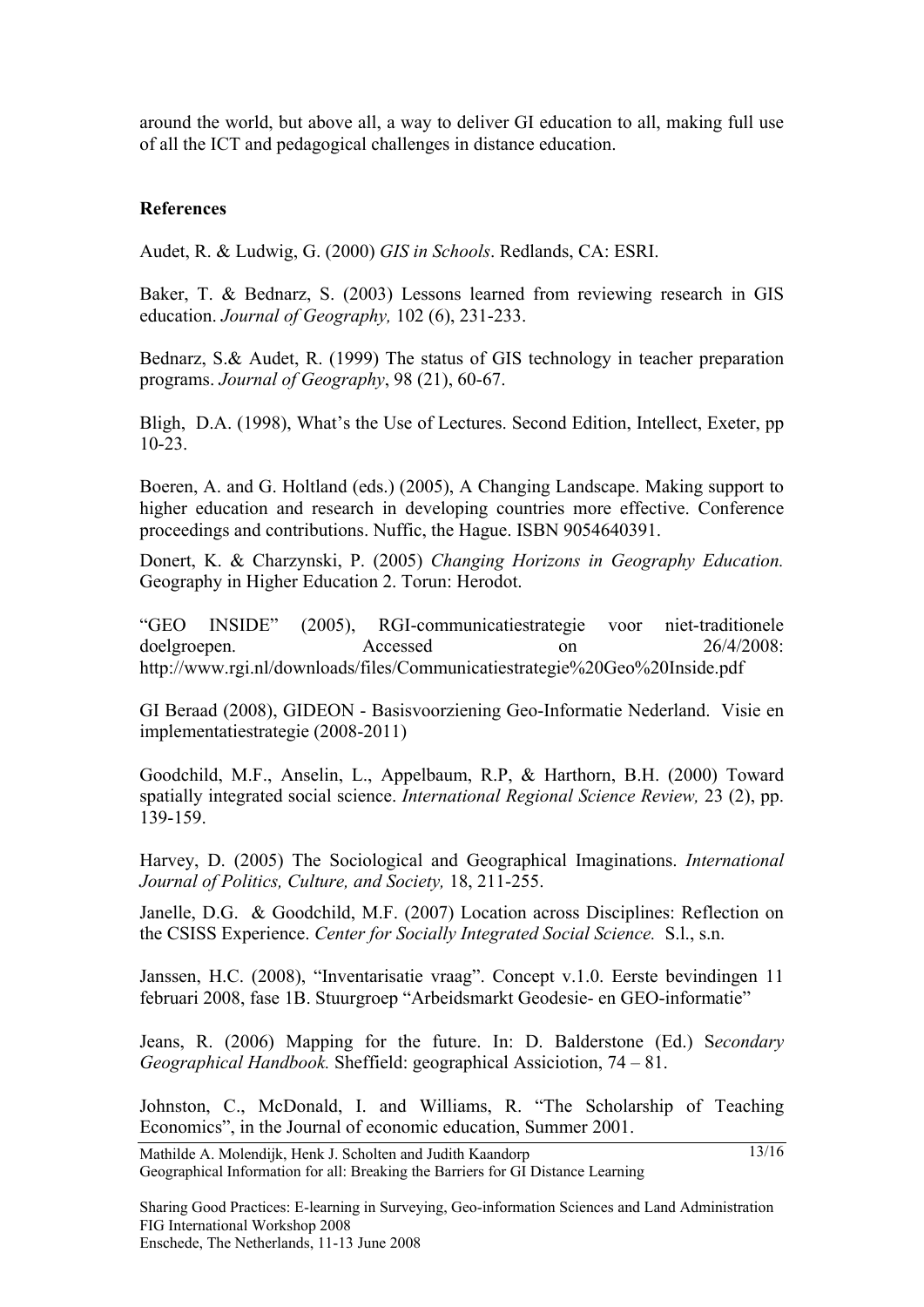around the world, but above all, a way to deliver GI education to all, making full use of all the ICT and pedagogical challenges in distance education.

## References

Audet, R. & Ludwig, G. (2000) *GIS in Schools*. Redlands, CA: ESRI.

Baker, T. & Bednarz, S. (2003) Lessons learned from reviewing research in GIS education. *Journal of Geography,* 102 (6), 231-233.

Bednarz, S.& Audet, R. (1999) The status of GIS technology in teacher preparation programs. *Journal of Geography*, 98 (21), 60-67.

Bligh, D.A. (1998), What's the Use of Lectures. Second Edition, Intellect, Exeter, pp 10-23.

Boeren, A. and G. Holtland (eds.) (2005), A Changing Landscape. Making support to higher education and research in developing countries more effective. Conference proceedings and contributions. Nuffic, the Hague. ISBN 9054640391.

Donert, K. & Charzynski, P. (2005) *Changing Horizons in Geography Education.* Geography in Higher Education 2. Torun: Herodot.

"GEO INSIDE" (2005), RGI-communicatiestrategie voor niet-traditionele doelgroepen. Accessed on 26/4/2008: http://www.rgi.nl/downloads/files/Communicatiestrategie%20Geo%20Inside.pdf

GI Beraad (2008), GIDEON - Basisvoorziening Geo-Informatie Nederland. Visie en implementatiestrategie (2008-2011)

Goodchild, M.F., Anselin, L., Appelbaum, R.P, & Harthorn, B.H. (2000) Toward spatially integrated social science. *International Regional Science Review,* 23 (2), pp. 139-159.

Harvey, D. (2005) The Sociological and Geographical Imaginations. *International Journal of Politics, Culture, and Society,* 18, 211-255.

Janelle, D.G. & Goodchild, M.F. (2007) Location across Disciplines: Reflection on the CSISS Experience. *Center for Socially Integrated Social Science.* S.l., s.n.

Janssen, H.C. (2008), "Inventarisatie vraag". Concept v.1.0. Eerste bevindingen 11 februari 2008, fase 1B. Stuurgroep "Arbeidsmarkt Geodesie- en GEO-informatie"

Jeans, R. (2006) Mapping for the future. In: D. Balderstone (Ed.) S*econdary Geographical Handbook.* Sheffield: geographical Assiciotion, 74 – 81.

Johnston, C., McDonald, I. and Williams, R. "The Scholarship of Teaching Economics", in the Journal of economic education, Summer 2001.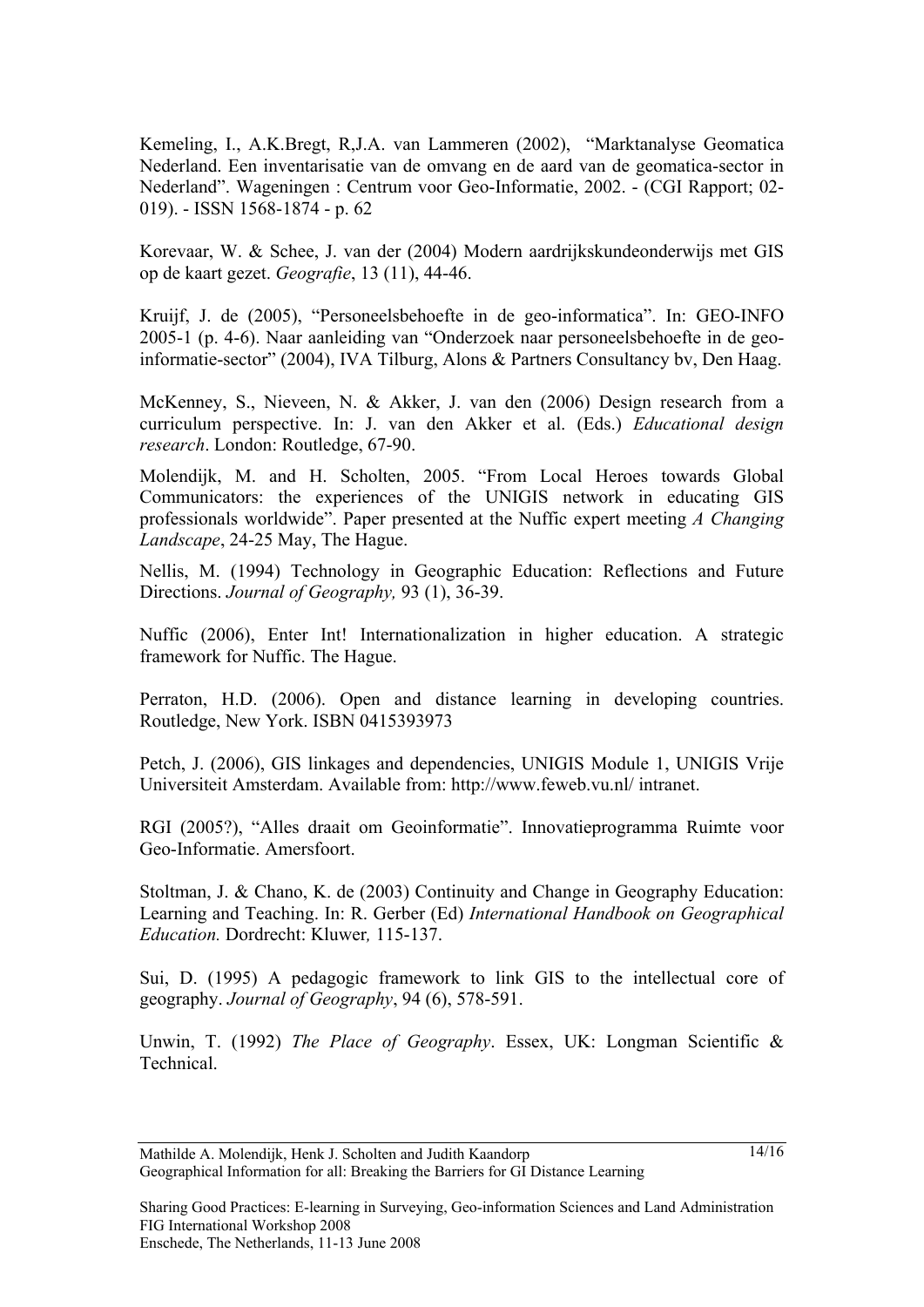Kemeling, I., A.K.Bregt, R,J.A. van Lammeren (2002), "Marktanalyse Geomatica Nederland. Een inventarisatie van de omvang en de aard van de geomatica-sector in Nederland". Wageningen : Centrum voor Geo-Informatie, 2002. - (CGI Rapport; 02-019). - ISSN 1568-1874 - p. 62

Korevaar, W. & Schee, J. van der (2004) Modern aardrijkskundeonderwijs met GIS op de kaart gezet. *Geografie*, 13 (11), 44-46.

Kruijf, J. de (2005), "Personeelsbehoefte in de geo-informatica". In: GEO-INFO 2005-1 (p. 4-6). Naar aanleiding van "Onderzoek naar personeelsbehoefte in de geo-informatie-sector" (2004), IVA Tilburg, Alons & Partners Consultancy bv, Den Haag.

McKenney, S., Nieveen, N. & Akker, J. van den (2006) Design research from a curriculum perspective. In: J. van den Akker et al. (Eds.) *Educational design research*. London: Routledge, 67-90.

Molendijk, M. and H. Scholten, 2005. "From Local Heroes towards Global Communicators: the experiences of the UNIGIS network in educating GIS professionals worldwide". Paper presented at the Nuffic expert meeting *A Changing Landscape*, 24-25 May, The Hague.

Nellis, M. (1994) Technology in Geographic Education: Reflections and Future Directions. *Journal of Geography,* 93 (1), 36-39.

Nuffic (2006), Enter Int! Internationalization in higher education. A strategic framework for Nuffic. The Hague.

Perraton, H.D. (2006). Open and distance learning in developing countries. Routledge, New York. ISBN 0415393973

Petch, J. (2006), GIS linkages and dependencies, UNIGIS Module 1, UNIGIS Vrije Universiteit Amsterdam. Available from: http://www.feweb.vu.nl/ intranet.

RGI (2005?), "Alles draait om Geoinformatie". Innovatieprogramma Ruimte voor Geo-Informatie. Amersfoort.

Stoltman, J. & Chano, K. de (2003) Continuity and Change in Geography Education: Learning and Teaching. In: R. Gerber (Ed) *International Handbook on Geographical Education.* Dordrecht: Kluwer*,* 115-137.

Sui, D. (1995) A pedagogic framework to link GIS to the intellectual core of geography. *Journal of Geography*, 94 (6), 578-591.

Unwin, T. (1992) *The Place of Geography*. Essex, UK: Longman Scientific & Technical.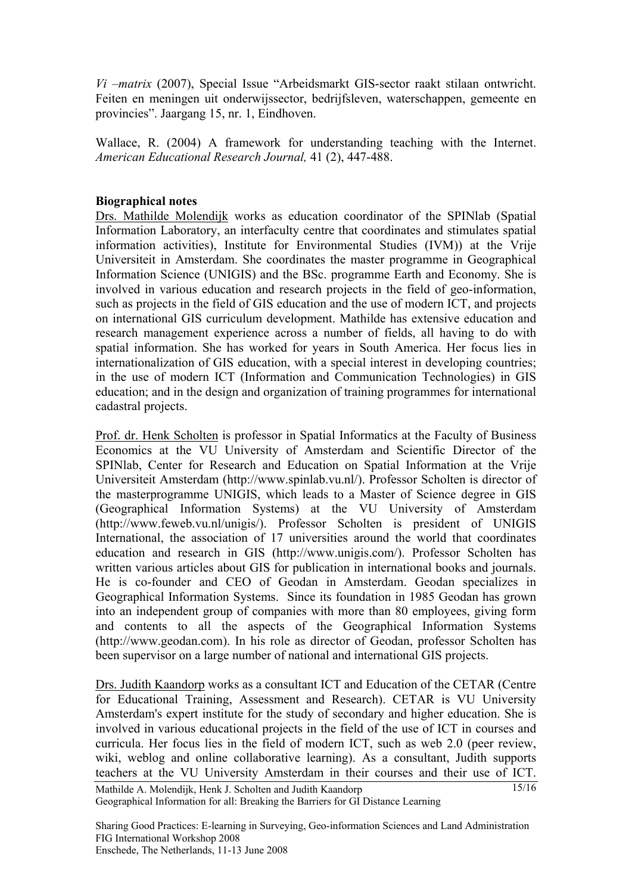*Vi –matrix* (2007), Special Issue "Arbeidsmarkt GIS-sector raakt stilaan ontwricht. Feiten en meningen uit onderwijssector, bedrijfsleven, waterschappen, gemeente en provincies". Jaargang 15, nr. 1, Eindhoven.

Wallace, R. (2004) A framework for understanding teaching with the Internet. *American Educational Research Journal,* 41 (2), 447-488.

**Biographical notes**

Drs. Mathilde Molendijk works as education coordinator of the SPINlab (Spatial Information Laboratory, an interfaculty centre that coordinates and stimulates spatial information activities), Institute for Environmental Studies (IVM)) at the Vrije Universiteit in Amsterdam. She coordinates the master programme in Geographical Information Science (UNIGIS) and the BSc. programme Earth and Economy. She is involved in various education and research projects in the field of geo-information, such as projects in the field of GIS education and the use of modern ICT, and projects on international GIS curriculum development. Mathilde has extensive education and research management experience across a number of fields, all having to do with spatial information. She has worked for years in South America. Her focus lies in internationalization of GIS education, with a special interest in developing countries; in the use of modern ICT (Information and Communication Technologies) in GIS education; and in the design and organization of training programmes for international cadastral projects.

Prof. dr. Henk Scholten is professor in Spatial Informatics at the Faculty of Business Economics at the VU University of Amsterdam and Scientific Director of the SPINlab, Center for Research and Education on Spatial Information at the Vrije Universiteit Amsterdam (http://www.spinlab.vu.nl/). Professor Scholten is director of the masterprogramme UNIGIS, which leads to a Master of Science degree in GIS (Geographical Information Systems) at the VU University of Amsterdam (http://www.feweb.vu.nl/unigis/). Professor Scholten is president of UNIGIS International, the association of 17 universities around the world that coordinates education and research in GIS (http://www.unigis.com/). Professor Scholten has written various articles about GIS for publication in international books and journals. He is co-founder and CEO of Geodan in Amsterdam. Geodan specializes in Geographical Information Systems. Since its foundation in 1985 Geodan has grown into an independent group of companies with more than 80 employees, giving form and contents to all the aspects of the Geographical Information Systems (http://www.geodan.com). In his role as director of Geodan, professor Scholten has been supervisor on a large number of national and international GIS projects.

Drs. Judith Kaandorp works as a consultant ICT and Education of the CETAR (Centre for Educational Training, Assessment and Research). CETAR is VU University Amsterdam's expert institute for the study of secondary and higher education. She is involved in various educational projects in the field of the use of ICT in courses and curricula. Her focus lies in the field of modern ICT, such as web 2.0 (peer review, wiki, weblog and online collaborative learning). As a consultant, Judith supports teachers at the VU University Amsterdam in their courses and their use of ICT.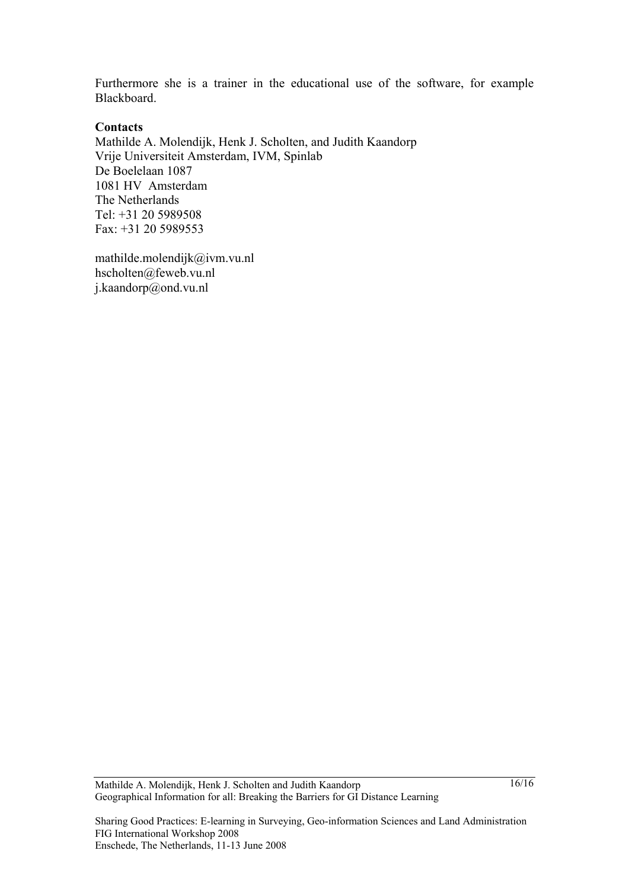Furthermore she is a trainer in the educational use of the software, for example Blackboard.

**Contacts**

Mathilde A. Molendijk, Henk J. Scholten, and Judith Kaandorp
Vrije Universiteit Amsterdam, IVM, Spinlab
De Boelelaan 1087
1081 HV Amsterdam
The Netherlands
Tel: +31 20 5989508
Fax: +31 20 5989553

mathilde.molendijk@ivm.vu.nl
hscholten@feweb.vu.nl
j.kaandorp@ond.vu.nl